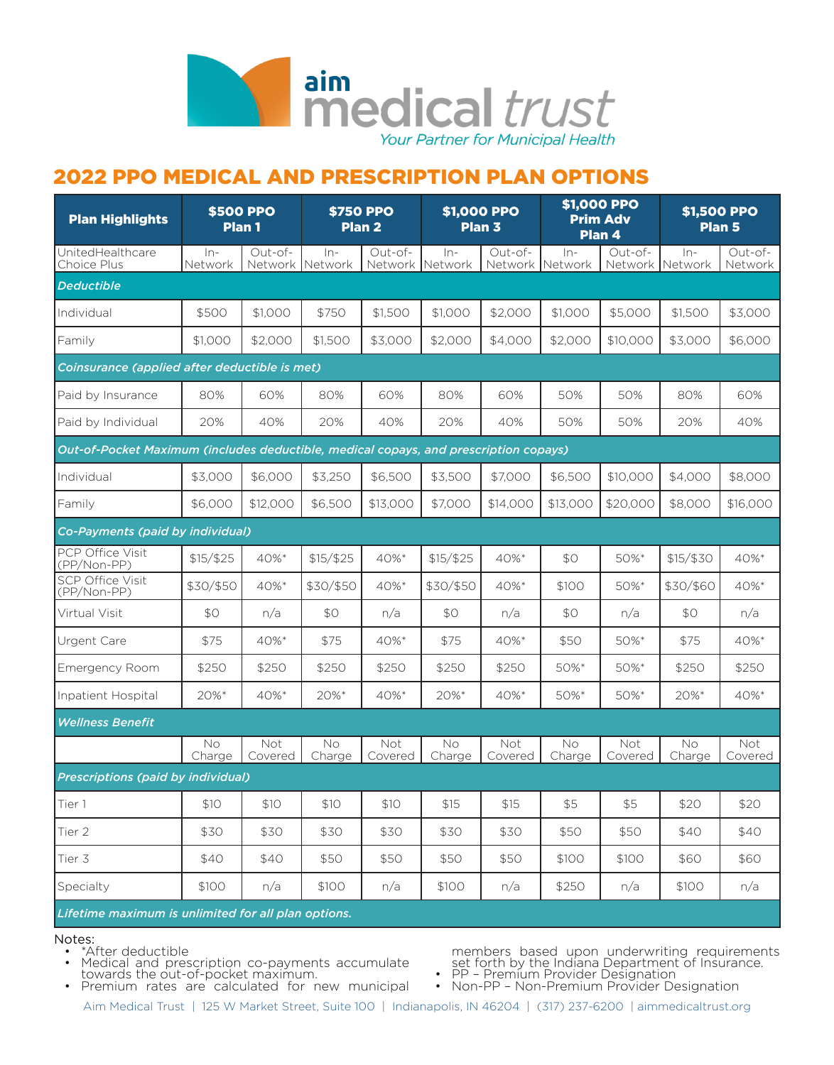aim medical trust

*Your Partner for Municipal Health*

# 2022 PPO MEDICAL AND PRESCRIPTION PLAN OPTIONS

| Plan Highlights | $500 PPO Plan 1 | | $750 PPO Plan 2 | | $1,000 PPO Plan 3 | | $1,000 PPO Prim Adv Plan 4 | | $1,500 PPO Plan 5 | |
|---|---|---|---|---|---|---|---|---|---|---|
| UnitedHealthcare Choice Plus | In-Network | Out-of-Network | In-Network | Out-of-Network | In-Network | Out-of-Network | In-Network | Out-of-Network | In-Network | Out-of-Network |
| ***Deductible*** | | | | | | | | | | |
| Individual | $500 | $1,000 | $750 | $1,500 | $1,000 | $2,000 | $1,000 | $5,000 | $1,500 | $3,000 |
| Family | $1,000 | $2,000 | $1,500 | $3,000 | $2,000 | $4,000 | $2,000 | $10,000 | $3,000 | $6,000 |
| ***Coinsurance (applied after deductible is met)*** | | | | | | | | | | |
| Paid by Insurance | 80% | 60% | 80% | 60% | 80% | 60% | 50% | 50% | 80% | 60% |
| Paid by Individual | 20% | 40% | 20% | 40% | 20% | 40% | 50% | 50% | 20% | 40% |
| ***Out-of-Pocket Maximum (includes deductible, medical copays, and prescription copays)*** | | | | | | | | | | |
| Individual | $3,000 | $6,000 | $3,250 | $6,500 | $3,500 | $7,000 | $6,500 | $10,000 | $4,000 | $8,000 |
| Family | $6,000 | $12,000 | $6,500 | $13,000 | $7,000 | $14,000 | $13,000 | $20,000 | $8,000 | $16,000 |
| ***Co-Payments (paid by individual)*** | | | | | | | | | | |
| PCP Office Visit (PP/Non-PP) | $15/$25 | 40%* | $15/$25 | 40%* | $15/$25 | 40%* | $0 | 50%* | $15/$30 | 40%* |
| SCP Office Visit (PP/Non-PP) | $30/$50 | 40%* | $30/$50 | 40%* | $30/$50 | 40%* | $100 | 50%* | $30/$60 | 40%* |
| Virtual Visit | $0 | n/a | $0 | n/a | $0 | n/a | $0 | n/a | $0 | n/a |
| Urgent Care | $75 | 40%* | $75 | 40%* | $75 | 40%* | $50 | 50%* | $75 | 40%* |
| Emergency Room | $250 | $250 | $250 | $250 | $250 | $250 | 50%* | 50%* | $250 | $250 |
| Inpatient Hospital | 20%* | 40%* | 20%* | 40%* | 20%* | 40%* | 50%* | 50%* | 20%* | 40%* |
| ***Wellness Benefit*** | | | | | | | | | | |
| | No Charge | Not Covered | No Charge | Not Covered | No Charge | Not Covered | No Charge | Not Covered | No Charge | Not Covered |
| ***Prescriptions (paid by individual)*** | | | | | | | | | | |
| Tier 1 | $10 | $10 | $10 | $10 | $15 | $15 | $5 | $5 | $20 | $20 |
| Tier 2 | $30 | $30 | $30 | $30 | $30 | $30 | $50 | $50 | $40 | $40 |
| Tier 3 | $40 | $40 | $50 | $50 | $50 | $50 | $100 | $100 | $60 | $60 |
| Specialty | $100 | n/a | $100 | n/a | $100 | n/a | $250 | n/a | $100 | n/a |
| ***Lifetime maximum is unlimited for all plan options.*** | | | | | | | | | | |

Notes:

- *After deductible
- Medical and prescription co-payments accumulate towards the out-of-pocket maximum.
- Premium rates are calculated for new municipal members based upon underwriting requirements set forth by the Indiana Department of Insurance.
- PP – Premium Provider Designation
- Non-PP – Non-Premium Provider Designation

Aim Medical Trust | 125 W Market Street, Suite 100 | Indianapolis, IN 46204 | (317) 237-6200 | aimmedicaltrust.org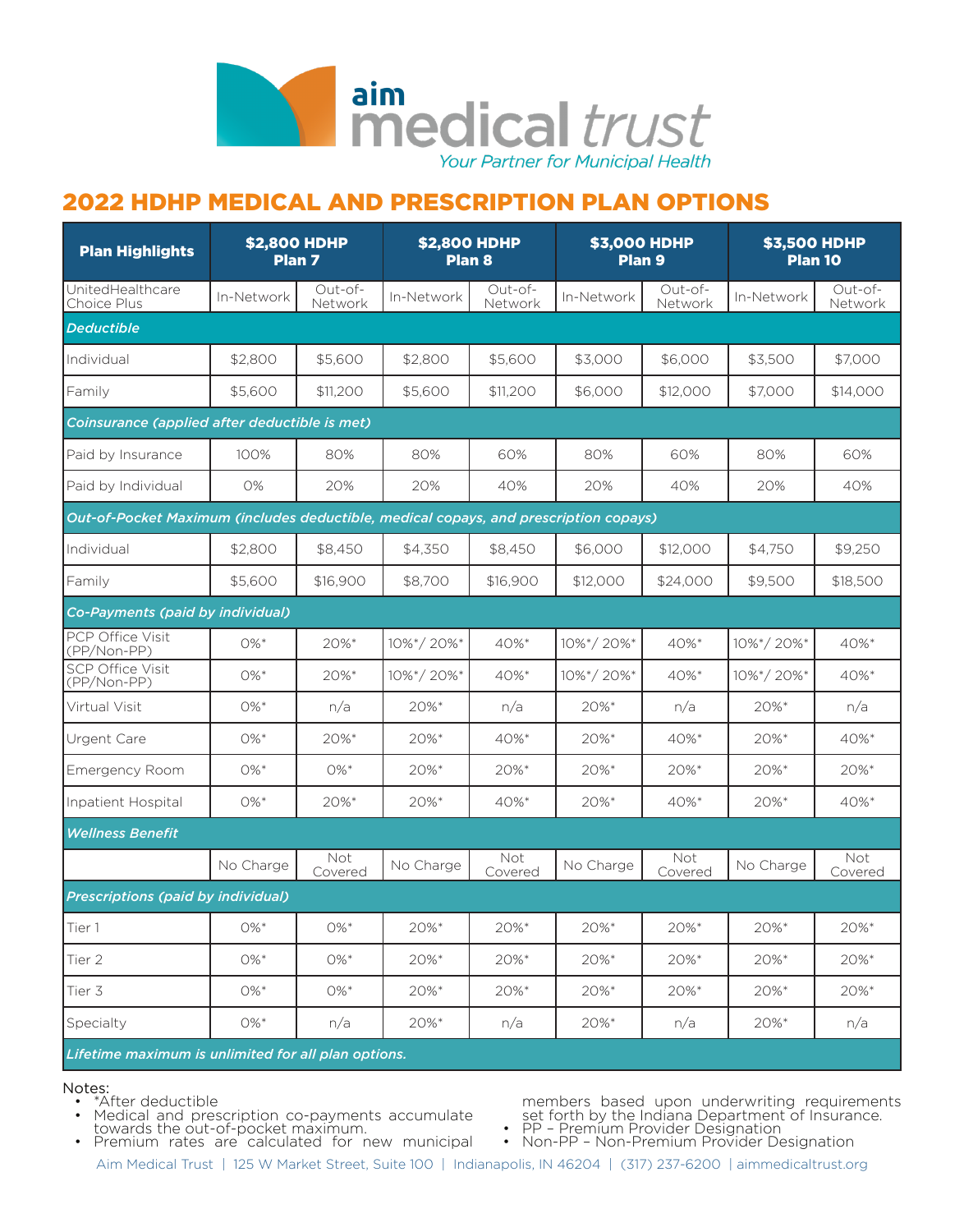# aim medical trust

*Your Partner for Municipal Health*

## 2022 HDHP MEDICAL AND PRESCRIPTION PLAN OPTIONS

| Plan Highlights | $2,800 HDHP Plan 7 | | $2,800 HDHP Plan 8 | | $3,000 HDHP Plan 9 | | $3,500 HDHP Plan 10 | |
|---|---|---|---|---|---|---|---|---|
| UnitedHealthcare Choice Plus | In-Network | Out-of-Network | In-Network | Out-of-Network | In-Network | Out-of-Network | In-Network | Out-of-Network |
| ***Deductible*** | | | | | | | | |
| Individual | $2,800 | $5,600 | $2,800 | $5,600 | $3,000 | $6,000 | $3,500 | $7,000 |
| Family | $5,600 | $11,200 | $5,600 | $11,200 | $6,000 | $12,000 | $7,000 | $14,000 |
| ***Coinsurance (applied after deductible is met)*** | | | | | | | | |
| Paid by Insurance | 100% | 80% | 80% | 60% | 80% | 60% | 80% | 60% |
| Paid by Individual | 0% | 20% | 20% | 40% | 20% | 40% | 20% | 40% |
| ***Out-of-Pocket Maximum (includes deductible, medical copays, and prescription copays)*** | | | | | | | | |
| Individual | $2,800 | $8,450 | $4,350 | $8,450 | $6,000 | $12,000 | $4,750 | $9,250 |
| Family | $5,600 | $16,900 | $8,700 | $16,900 | $12,000 | $24,000 | $9,500 | $18,500 |
| ***Co-Payments (paid by individual)*** | | | | | | | | |
| PCP Office Visit (PP/Non-PP) | 0%* | 20%* | 10%*/ 20%* | 40%* | 10%*/ 20%* | 40%* | 10%*/ 20%* | 40%* |
| SCP Office Visit (PP/Non-PP) | 0%* | 20%* | 10%*/ 20%* | 40%* | 10%*/ 20%* | 40%* | 10%*/ 20%* | 40%* |
| Virtual Visit | 0%* | n/a | 20%* | n/a | 20%* | n/a | 20%* | n/a |
| Urgent Care | 0%* | 20%* | 20%* | 40%* | 20%* | 40%* | 20%* | 40%* |
| Emergency Room | 0%* | 0%* | 20%* | 20%* | 20%* | 20%* | 20%* | 20%* |
| Inpatient Hospital | 0%* | 20%* | 20%* | 40%* | 20%* | 40%* | 20%* | 40%* |
| ***Wellness Benefit*** | | | | | | | | |
| | No Charge | Not Covered | No Charge | Not Covered | No Charge | Not Covered | No Charge | Not Covered |
| ***Prescriptions (paid by individual)*** | | | | | | | | |
| Tier 1 | 0%* | 0%* | 20%* | 20%* | 20%* | 20%* | 20%* | 20%* |
| Tier 2 | 0%* | 0%* | 20%* | 20%* | 20%* | 20%* | 20%* | 20%* |
| Tier 3 | 0%* | 0%* | 20%* | 20%* | 20%* | 20%* | 20%* | 20%* |
| Specialty | 0%* | n/a | 20%* | n/a | 20%* | n/a | 20%* | n/a |
| ***Lifetime maximum is unlimited for all plan options.*** | | | | | | | | |

Notes:

- *After deductible
- Medical and prescription co-payments accumulate towards the out-of-pocket maximum.
- Premium rates are calculated for new municipal members based upon underwriting requirements set forth by the Indiana Department of Insurance.
- PP – Premium Provider Designation
- Non-PP – Non-Premium Provider Designation

Aim Medical Trust | 125 W Market Street, Suite 100 | Indianapolis, IN 46204 | (317) 237-6200 | aimmedicaltrust.org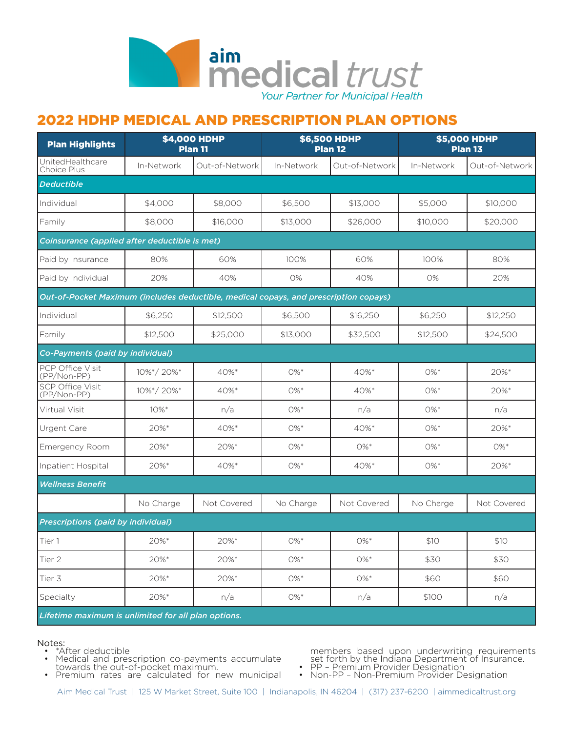aim medical trust

*Your Partner for Municipal Health*

# 2022 HDHP MEDICAL AND PRESCRIPTION PLAN OPTIONS

| Plan Highlights | $4,000 HDHP Plan 11 | | $6,500 HDHP Plan 12 | | $5,000 HDHP Plan 13 | |
|---|---|---|---|---|---|---|
| UnitedHealthcare Choice Plus | In-Network | Out-of-Network | In-Network | Out-of-Network | In-Network | Out-of-Network |
| ***Deductible*** | | | | | | |
| Individual | $4,000 | $8,000 | $6,500 | $13,000 | $5,000 | $10,000 |
| Family | $8,000 | $16,000 | $13,000 | $26,000 | $10,000 | $20,000 |
| ***Coinsurance (applied after deductible is met)*** | | | | | | |
| Paid by Insurance | 80% | 60% | 100% | 60% | 100% | 80% |
| Paid by Individual | 20% | 40% | 0% | 40% | 0% | 20% |
| ***Out-of-Pocket Maximum (includes deductible, medical copays, and prescription copays)*** | | | | | | |
| Individual | $6,250 | $12,500 | $6,500 | $16,250 | $6,250 | $12,250 |
| Family | $12,500 | $25,000 | $13,000 | $32,500 | $12,500 | $24,500 |
| ***Co-Payments (paid by individual)*** | | | | | | |
| PCP Office Visit (PP/Non-PP) | 10%*/ 20%* | 40%* | 0%* | 40%* | 0%* | 20%* |
| SCP Office Visit (PP/Non-PP) | 10%*/ 20%* | 40%* | 0%* | 40%* | 0%* | 20%* |
| Virtual Visit | 10%* | n/a | 0%* | n/a | 0%* | n/a |
| Urgent Care | 20%* | 40%* | 0%* | 40%* | 0%* | 20%* |
| Emergency Room | 20%* | 20%* | 0%* | 0%* | 0%* | 0%* |
| Inpatient Hospital | 20%* | 40%* | 0%* | 40%* | 0%* | 20%* |
| ***Wellness Benefit*** | | | | | | |
| | No Charge | Not Covered | No Charge | Not Covered | No Charge | Not Covered |
| ***Prescriptions (paid by individual)*** | | | | | | |
| Tier 1 | 20%* | 20%* | 0%* | 0%* | $10 | $10 |
| Tier 2 | 20%* | 20%* | 0%* | 0%* | $30 | $30 |
| Tier 3 | 20%* | 20%* | 0%* | 0%* | $60 | $60 |
| Specialty | 20%* | n/a | 0%* | n/a | $100 | n/a |
| ***Lifetime maximum is unlimited for all plan options.*** | | | | | | |

Notes:

- *After deductible
- Medical and prescription co-payments accumulate towards the out-of-pocket maximum.
- Premium rates are calculated for new municipal members based upon underwriting requirements set forth by the Indiana Department of Insurance.
- PP – Premium Provider Designation
- Non-PP – Non-Premium Provider Designation

Aim Medical Trust | 125 W Market Street, Suite 100 | Indianapolis, IN 46204 | (317) 237-6200 | aimmedicaltrust.org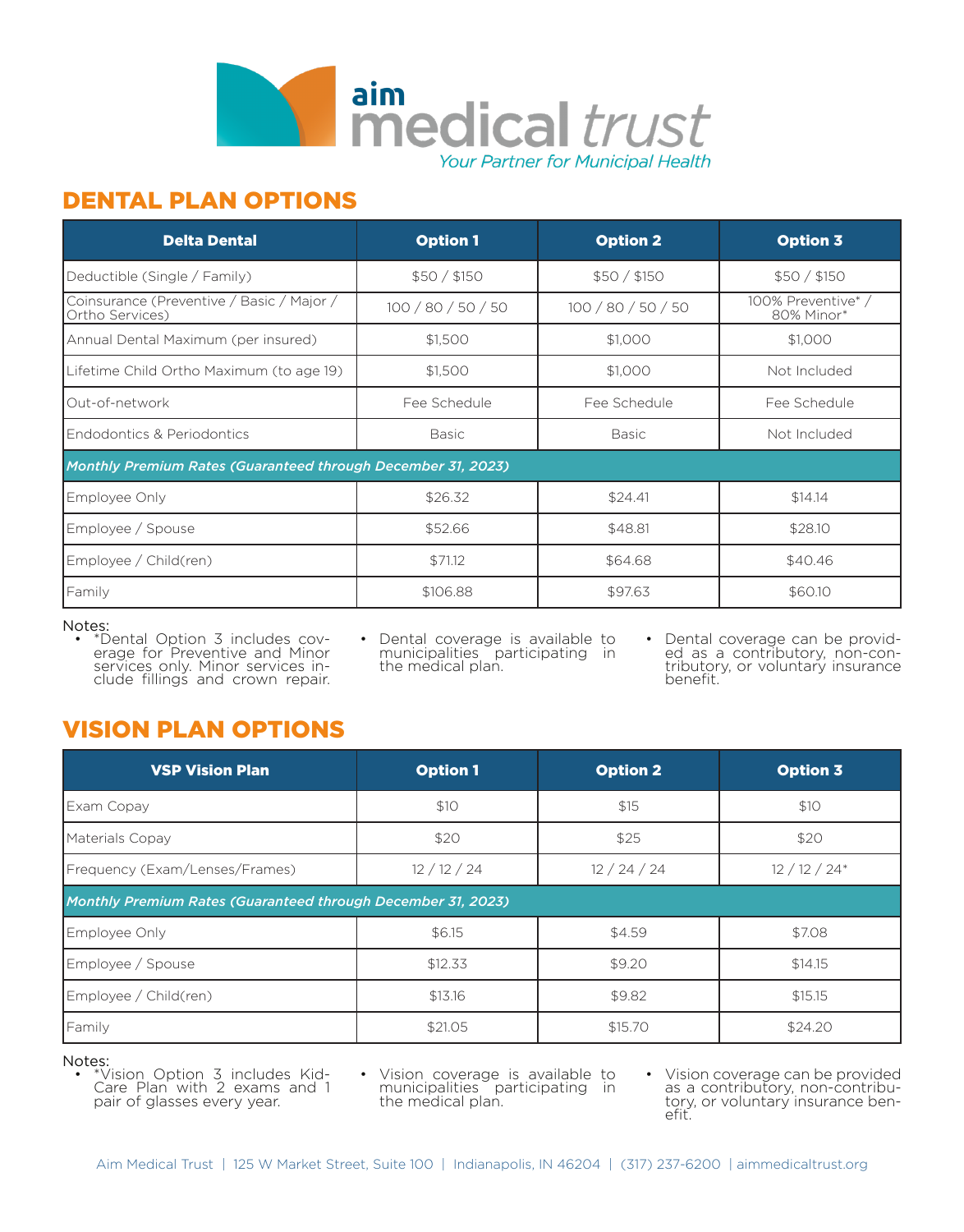aim medical trust

*Your Partner for Municipal Health*

## DENTAL PLAN OPTIONS

| Delta Dental | Option 1 | Option 2 | Option 3 |
|---|---|---|---|
| Deductible (Single / Family) | $50 / $150 | $50 / $150 | $50 / $150 |
| Coinsurance (Preventive / Basic / Major / Ortho Services) | 100 / 80 / 50 / 50 | 100 / 80 / 50 / 50 | 100% Preventive* / 80% Minor* |
| Annual Dental Maximum (per insured) | $1,500 | $1,000 | $1,000 |
| Lifetime Child Ortho Maximum (to age 19) | $1,500 | $1,000 | Not Included |
| Out-of-network | Fee Schedule | Fee Schedule | Fee Schedule |
| Endodontics & Periodontics | Basic | Basic | Not Included |
| *Monthly Premium Rates (Guaranteed through December 31, 2023)* | | | |
| Employee Only | $26.32 | $24.41 | $14.14 |
| Employee / Spouse | $52.66 | $48.81 | $28.10 |
| Employee / Child(ren) | $71.12 | $64.68 | $40.46 |
| Family | $106.88 | $97.63 | $60.10 |

Notes:

- *Dental Option 3 includes coverage for Preventive and Minor services only. Minor services include fillings and crown repair.
- Dental coverage is available to municipalities participating in the medical plan.
- Dental coverage can be provided as a contributory, non-contributory, or voluntary insurance benefit.

## VISION PLAN OPTIONS

| VSP Vision Plan | Option 1 | Option 2 | Option 3 |
|---|---|---|---|
| Exam Copay | $10 | $15 | $10 |
| Materials Copay | $20 | $25 | $20 |
| Frequency (Exam/Lenses/Frames) | 12 / 12 / 24 | 12 / 24 / 24 | 12 / 12 / 24* |
| *Monthly Premium Rates (Guaranteed through December 31, 2023)* | | | |
| Employee Only | $6.15 | $4.59 | $7.08 |
| Employee / Spouse | $12.33 | $9.20 | $14.15 |
| Employee / Child(ren) | $13.16 | $9.82 | $15.15 |
| Family | $21.05 | $15.70 | $24.20 |

Notes:

- *Vision Option 3 includes KidCare Plan with 2 exams and 1 pair of glasses every year.
- Vision coverage is available to municipalities participating in the medical plan.
- Vision coverage can be provided as a contributory, non-contributory, or voluntary insurance benefit.

Aim Medical Trust | 125 W Market Street, Suite 100 | Indianapolis, IN 46204 | (317) 237-6200 | aimmedicaltrust.org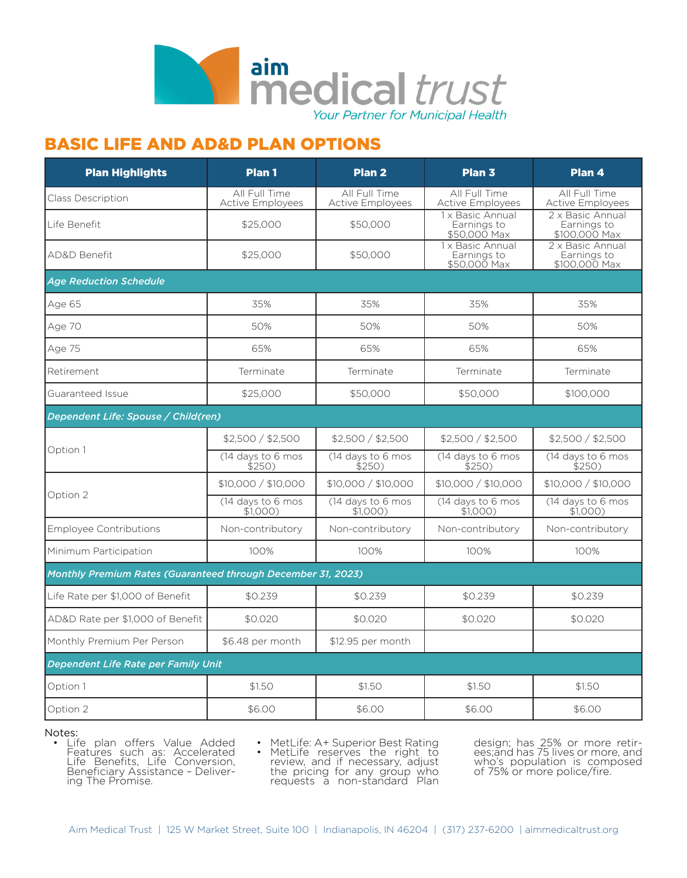## BASIC LIFE AND AD&D PLAN OPTIONS

| Plan Highlights | Plan 1 | Plan 2 | Plan 3 | Plan 4 |
|---|---|---|---|---|
| Class Description | All Full Time Active Employees | All Full Time Active Employees | All Full Time Active Employees | All Full Time Active Employees |
| Life Benefit | $25,000 | $50,000 | 1 x Basic Annual Earnings to $50,000 Max | 2 x Basic Annual Earnings to $100,000 Max |
| AD&D Benefit | $25,000 | $50,000 | 1 x Basic Annual Earnings to $50,000 Max | 2 x Basic Annual Earnings to $100,000 Max |
| ***Age Reduction Schedule*** | | | | |
| Age 65 | 35% | 35% | 35% | 35% |
| Age 70 | 50% | 50% | 50% | 50% |
| Age 75 | 65% | 65% | 65% | 65% |
| Retirement | Terminate | Terminate | Terminate | Terminate |
| Guaranteed Issue | $25,000 | $50,000 | $50,000 | $100,000 |
| ***Dependent Life: Spouse / Child(ren)*** | | | | |
| Option 1 | $2,500 / $2,500 (14 days to 6 mos $250) | $2,500 / $2,500 (14 days to 6 mos $250) | $2,500 / $2,500 (14 days to 6 mos $250) | $2,500 / $2,500 (14 days to 6 mos $250) |
| Option 2 | $10,000 / $10,000 (14 days to 6 mos $1,000) | $10,000 / $10,000 (14 days to 6 mos $1,000) | $10,000 / $10,000 (14 days to 6 mos $1,000) | $10,000 / $10,000 (14 days to 6 mos $1,000) |
| Employee Contributions | Non-contributory | Non-contributory | Non-contributory | Non-contributory |
| Minimum Participation | 100% | 100% | 100% | 100% |
| ***Monthly Premium Rates (Guaranteed through December 31, 2023)*** | | | | |
| Life Rate per $1,000 of Benefit | $0.239 | $0.239 | $0.239 | $0.239 |
| AD&D Rate per $1,000 of Benefit | $0.020 | $0.020 | $0.020 | $0.020 |
| Monthly Premium Per Person | $6.48 per month | $12.95 per month | | |
| ***Dependent Life Rate per Family Unit*** | | | | |
| Option 1 | $1.50 | $1.50 | $1.50 | $1.50 |
| Option 2 | $6.00 | $6.00 | $6.00 | $6.00 |

Notes:

- Life plan offers Value Added Features such as: Accelerated Life Benefits, Life Conversion, Beneficiary Assistance – Delivering The Promise.
- MetLife: A+ Superior Best Rating
- MetLife reserves the right to review, and if necessary, adjust the pricing for any group who requests a non-standard Plan design; has 25% or more retirees;and has 75 lives or more, and who's population is composed of 75% or more police/fire.